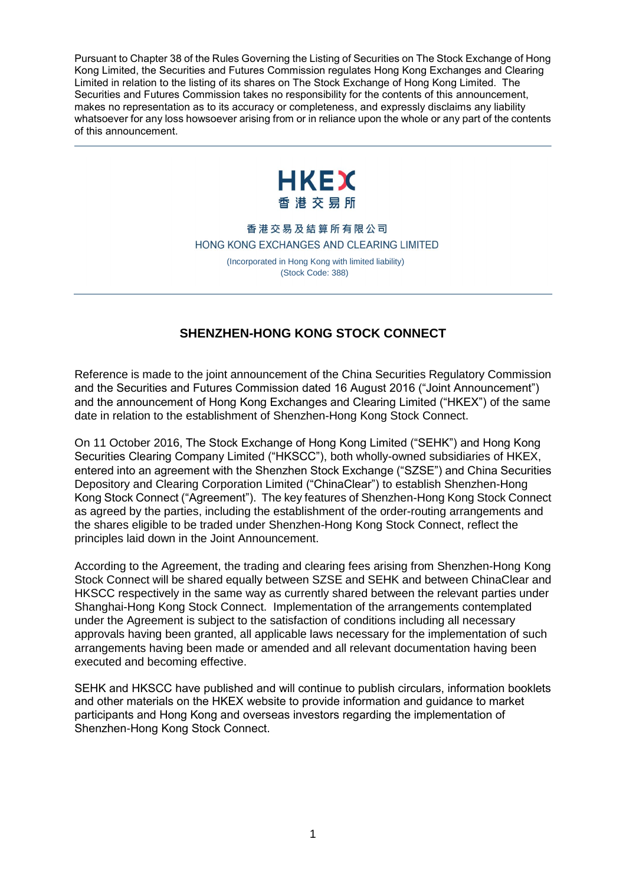Pursuant to Chapter 38 of the Rules Governing the Listing of Securities on The Stock Exchange of Hong Kong Limited, the Securities and Futures Commission regulates Hong Kong Exchanges and Clearing Limited in relation to the listing of its shares on The Stock Exchange of Hong Kong Limited. The Securities and Futures Commission takes no responsibility for the contents of this announcement, makes no representation as to its accuracy or completeness, and expressly disclaims any liability whatsoever for any loss howsoever arising from or in reliance upon the whole or any part of the contents of this announcement.

---

HKEX
香港交易所

香港交易及結算所有限公司
HONG KONG EXCHANGES AND CLEARING LIMITED

(Incorporated in Hong Kong with limited liability)
(Stock Code: 388)

---

## SHENZHEN-HONG KONG STOCK CONNECT

Reference is made to the joint announcement of the China Securities Regulatory Commission and the Securities and Futures Commission dated 16 August 2016 ("Joint Announcement") and the announcement of Hong Kong Exchanges and Clearing Limited ("HKEX") of the same date in relation to the establishment of Shenzhen-Hong Kong Stock Connect.

On 11 October 2016, The Stock Exchange of Hong Kong Limited ("SEHK") and Hong Kong Securities Clearing Company Limited ("HKSCC"), both wholly-owned subsidiaries of HKEX, entered into an agreement with the Shenzhen Stock Exchange ("SZSE") and China Securities Depository and Clearing Corporation Limited ("ChinaClear") to establish Shenzhen-Hong Kong Stock Connect ("Agreement"). The key features of Shenzhen-Hong Kong Stock Connect as agreed by the parties, including the establishment of the order-routing arrangements and the shares eligible to be traded under Shenzhen-Hong Kong Stock Connect, reflect the principles laid down in the Joint Announcement.

According to the Agreement, the trading and clearing fees arising from Shenzhen-Hong Kong Stock Connect will be shared equally between SZSE and SEHK and between ChinaClear and HKSCC respectively in the same way as currently shared between the relevant parties under Shanghai-Hong Kong Stock Connect. Implementation of the arrangements contemplated under the Agreement is subject to the satisfaction of conditions including all necessary approvals having been granted, all applicable laws necessary for the implementation of such arrangements having been made or amended and all relevant documentation having been executed and becoming effective.

SEHK and HKSCC have published and will continue to publish circulars, information booklets and other materials on the HKEX website to provide information and guidance to market participants and Hong Kong and overseas investors regarding the implementation of Shenzhen-Hong Kong Stock Connect.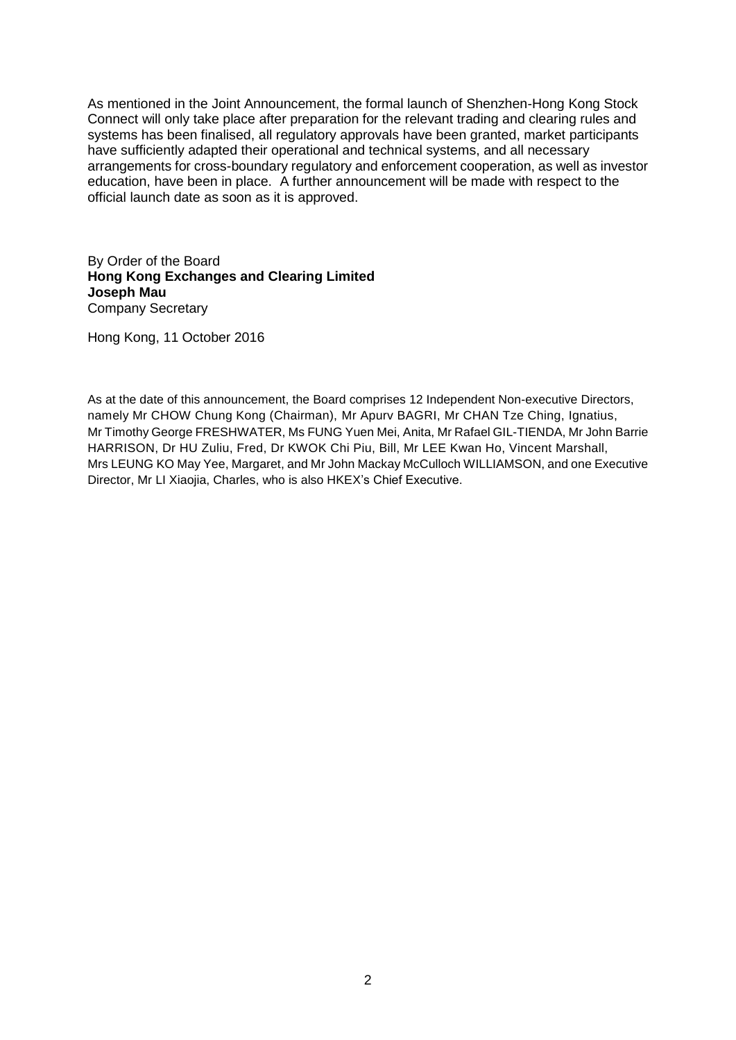As mentioned in the Joint Announcement, the formal launch of Shenzhen-Hong Kong Stock Connect will only take place after preparation for the relevant trading and clearing rules and systems has been finalised, all regulatory approvals have been granted, market participants have sufficiently adapted their operational and technical systems, and all necessary arrangements for cross-boundary regulatory and enforcement cooperation, as well as investor education, have been in place. A further announcement will be made with respect to the official launch date as soon as it is approved.

By Order of the Board
**Hong Kong Exchanges and Clearing Limited**
**Joseph Mau**
Company Secretary

Hong Kong, 11 October 2016

As at the date of this announcement, the Board comprises 12 Independent Non-executive Directors, namely Mr CHOW Chung Kong (Chairman), Mr Apurv BAGRI, Mr CHAN Tze Ching, Ignatius, Mr Timothy George FRESHWATER, Ms FUNG Yuen Mei, Anita, Mr Rafael GIL-TIENDA, Mr John Barrie HARRISON, Dr HU Zuliu, Fred, Dr KWOK Chi Piu, Bill, Mr LEE Kwan Ho, Vincent Marshall, Mrs LEUNG KO May Yee, Margaret, and Mr John Mackay McCulloch WILLIAMSON, and one Executive Director, Mr LI Xiaojia, Charles, who is also HKEX's Chief Executive.